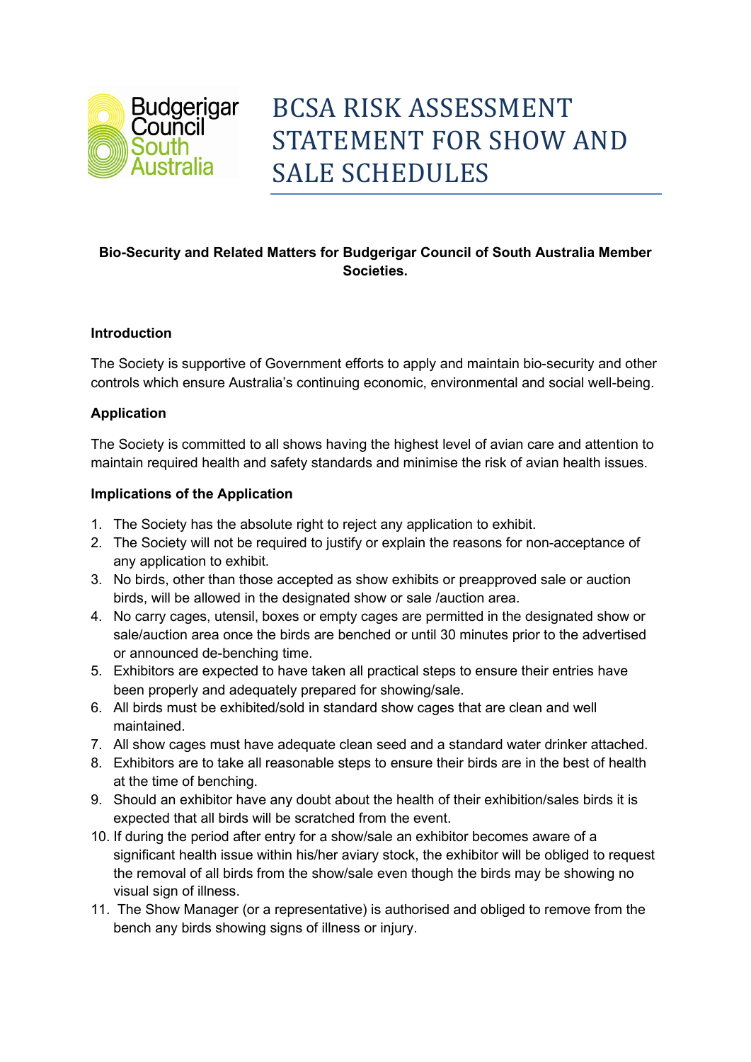Budgerigar Council South Australia

# BCSA RISK ASSESSMENT STATEMENT FOR SHOW AND SALE SCHEDULES

**Bio-Security and Related Matters for Budgerigar Council of South Australia Member Societies.**

**Introduction**

The Society is supportive of Government efforts to apply and maintain bio-security and other controls which ensure Australia's continuing economic, environmental and social well-being.

**Application**

The Society is committed to all shows having the highest level of avian care and attention to maintain required health and safety standards and minimise the risk of avian health issues.

**Implications of the Application**

1. The Society has the absolute right to reject any application to exhibit.
2. The Society will not be required to justify or explain the reasons for non-acceptance of any application to exhibit.
3. No birds, other than those accepted as show exhibits or preapproved sale or auction birds, will be allowed in the designated show or sale /auction area.
4. No carry cages, utensil, boxes or empty cages are permitted in the designated show or sale/auction area once the birds are benched or until 30 minutes prior to the advertised or announced de-benching time.
5. Exhibitors are expected to have taken all practical steps to ensure their entries have been properly and adequately prepared for showing/sale.
6. All birds must be exhibited/sold in standard show cages that are clean and well maintained.
7. All show cages must have adequate clean seed and a standard water drinker attached.
8. Exhibitors are to take all reasonable steps to ensure their birds are in the best of health at the time of benching.
9. Should an exhibitor have any doubt about the health of their exhibition/sales birds it is expected that all birds will be scratched from the event.
10. If during the period after entry for a show/sale an exhibitor becomes aware of a significant health issue within his/her aviary stock, the exhibitor will be obliged to request the removal of all birds from the show/sale even though the birds may be showing no visual sign of illness.
11. The Show Manager (or a representative) is authorised and obliged to remove from the bench any birds showing signs of illness or injury.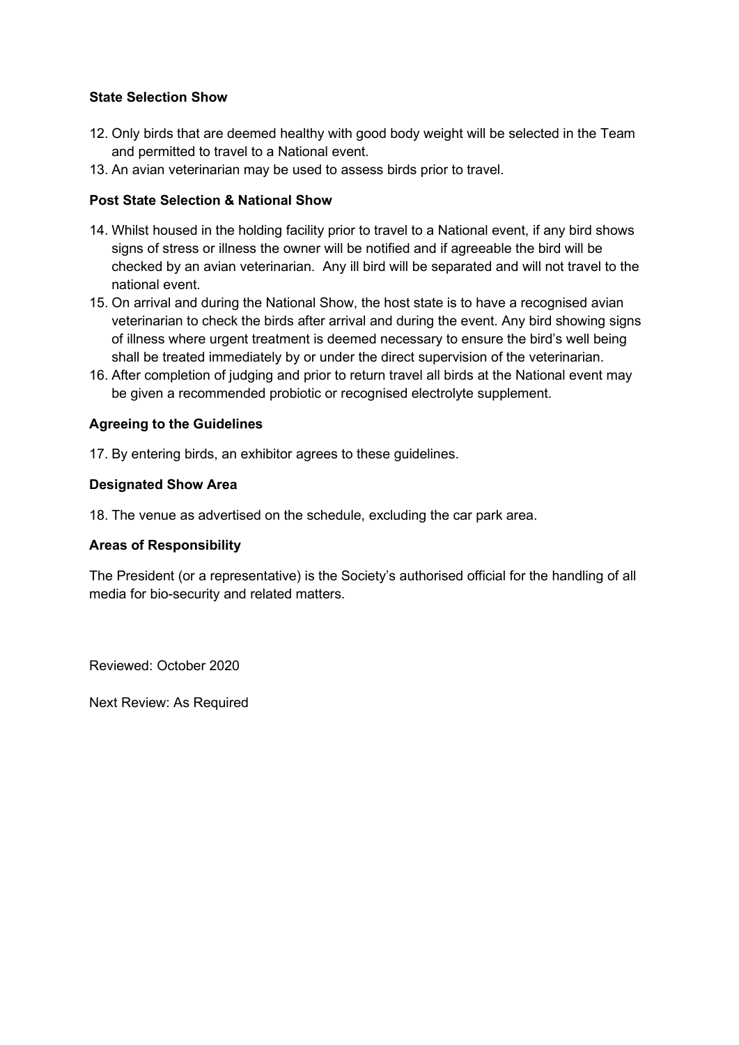**State Selection Show**

12. Only birds that are deemed healthy with good body weight will be selected in the Team and permitted to travel to a National event.
13. An avian veterinarian may be used to assess birds prior to travel.

**Post State Selection & National Show**

14. Whilst housed in the holding facility prior to travel to a National event, if any bird shows signs of stress or illness the owner will be notified and if agreeable the bird will be checked by an avian veterinarian. Any ill bird will be separated and will not travel to the national event.
15. On arrival and during the National Show, the host state is to have a recognised avian veterinarian to check the birds after arrival and during the event. Any bird showing signs of illness where urgent treatment is deemed necessary to ensure the bird's well being shall be treated immediately by or under the direct supervision of the veterinarian.
16. After completion of judging and prior to return travel all birds at the National event may be given a recommended probiotic or recognised electrolyte supplement.

**Agreeing to the Guidelines**

17. By entering birds, an exhibitor agrees to these guidelines.

**Designated Show Area**

18. The venue as advertised on the schedule, excluding the car park area.

**Areas of Responsibility**

The President (or a representative) is the Society's authorised official for the handling of all media for bio-security and related matters.

Reviewed: October 2020

Next Review: As Required